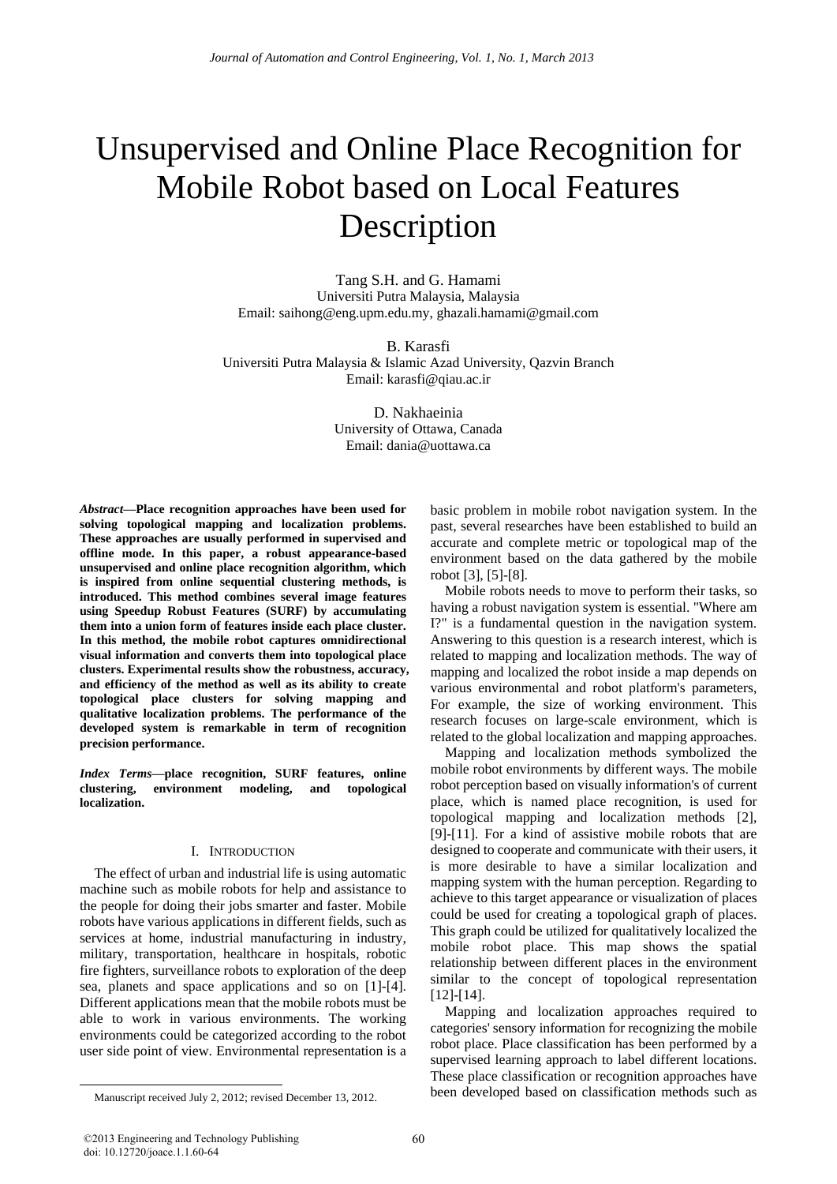# Unsupervised and Online Place Recognition for Mobile Robot based on Local Features Description

Tang S.H. and G. Hamami
Universiti Putra Malaysia, Malaysia
Email: saihong@eng.upm.edu.my, ghazali.hamami@gmail.com

B. Karasfi
Universiti Putra Malaysia & Islamic Azad University, Qazvin Branch
Email: karasfi@qiau.ac.ir

D. Nakhaeinia
University of Ottawa, Canada
Email: dania@uottawa.ca

***Abstract*—Place recognition approaches have been used for solving topological mapping and localization problems. These approaches are usually performed in supervised and offline mode. In this paper, a robust appearance-based unsupervised and online place recognition algorithm, which is inspired from online sequential clustering methods, is introduced. This method combines several image features using Speedup Robust Features (SURF) by accumulating them into a union form of features inside each place cluster. In this method, the mobile robot captures omnidirectional visual information and converts them into topological place clusters. Experimental results show the robustness, accuracy, and efficiency of the method as well as its ability to create topological place clusters for solving mapping and qualitative localization problems. The performance of the developed system is remarkable in term of recognition precision performance.**

***Index Terms*—place recognition, SURF features, online clustering, environment modeling, and topological localization.**

## I. Introduction

The effect of urban and industrial life is using automatic machine such as mobile robots for help and assistance to the people for doing their jobs smarter and faster. Mobile robots have various applications in different fields, such as services at home, industrial manufacturing in industry, military, transportation, healthcare in hospitals, robotic fire fighters, surveillance robots to exploration of the deep sea, planets and space applications and so on [1]-[4]. Different applications mean that the mobile robots must be able to work in various environments. The working environments could be categorized according to the robot user side point of view. Environmental representation is a basic problem in mobile robot navigation system. In the past, several researches have been established to build an accurate and complete metric or topological map of the environment based on the data gathered by the mobile robot [3], [5]-[8].

Mobile robots needs to move to perform their tasks, so having a robust navigation system is essential. "Where am I?" is a fundamental question in the navigation system. Answering to this question is a research interest, which is related to mapping and localization methods. The way of mapping and localized the robot inside a map depends on various environmental and robot platform's parameters, For example, the size of working environment. This research focuses on large-scale environment, which is related to the global localization and mapping approaches.

Mapping and localization methods symbolized the mobile robot environments by different ways. The mobile robot perception based on visually information's of current place, which is named place recognition, is used for topological mapping and localization methods [2], [9]-[11]. For a kind of assistive mobile robots that are designed to cooperate and communicate with their users, it is more desirable to have a similar localization and mapping system with the human perception. Regarding to achieve to this target appearance or visualization of places could be used for creating a topological graph of places. This graph could be utilized for qualitatively localized the mobile robot place. This map shows the spatial relationship between different places in the environment similar to the concept of topological representation [12]-[14].

Mapping and localization approaches required to categories' sensory information for recognizing the mobile robot place. Place classification has been performed by a supervised learning approach to label different locations. These place classification or recognition approaches have been developed based on classification methods such as

Manuscript received July 2, 2012; revised December 13, 2012.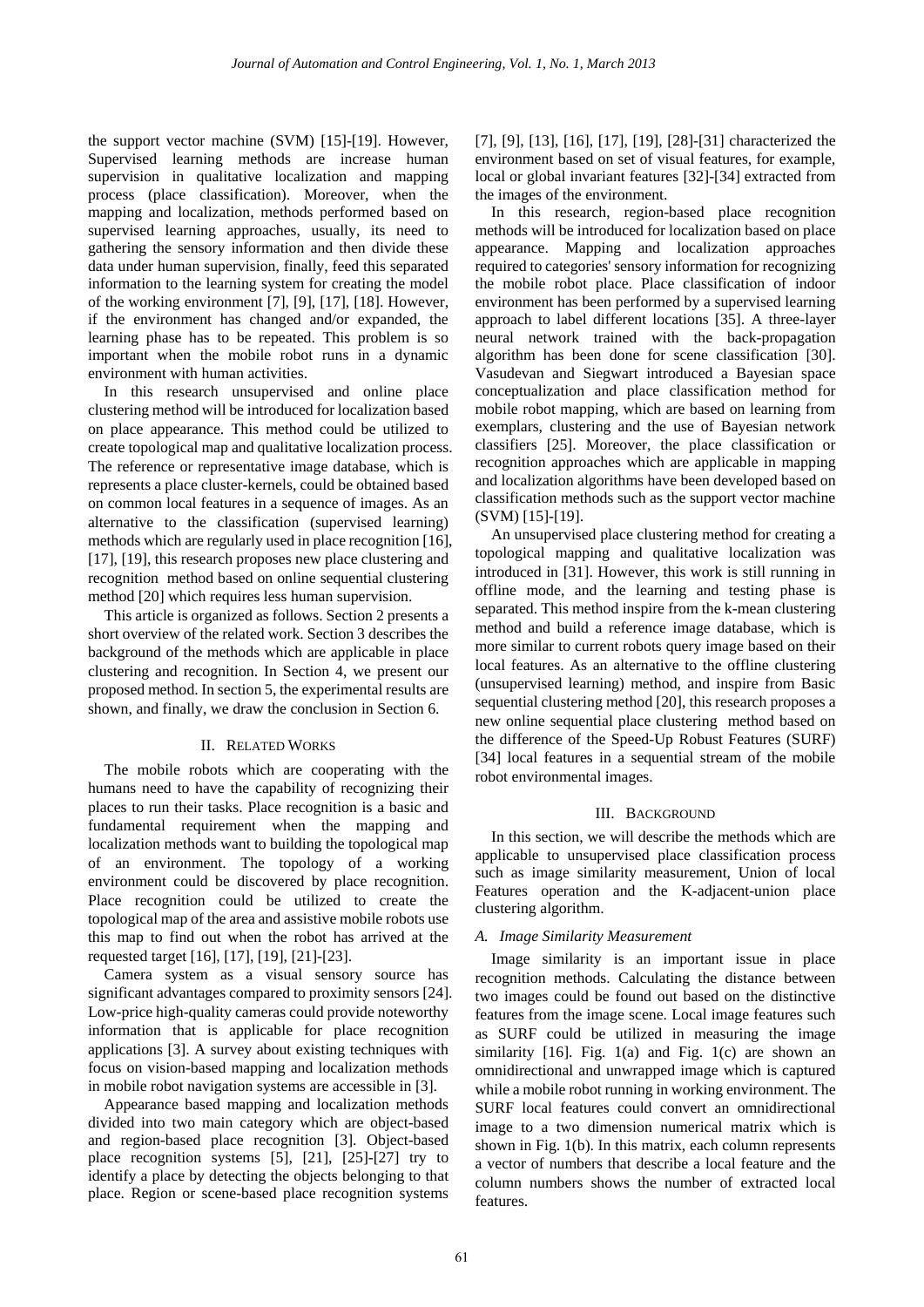the support vector machine (SVM) [15]-[19]. However, Supervised learning methods are increase human supervision in qualitative localization and mapping process (place classification). Moreover, when the mapping and localization, methods performed based on supervised learning approaches, usually, its need to gathering the sensory information and then divide these data under human supervision, finally, feed this separated information to the learning system for creating the model of the working environment [7], [9], [17], [18]. However, if the environment has changed and/or expanded, the learning phase has to be repeated. This problem is so important when the mobile robot runs in a dynamic environment with human activities.

In this research unsupervised and online place clustering method will be introduced for localization based on place appearance. This method could be utilized to create topological map and qualitative localization process. The reference or representative image database, which is represents a place cluster-kernels, could be obtained based on common local features in a sequence of images. As an alternative to the classification (supervised learning) methods which are regularly used in place recognition [16], [17], [19], this research proposes new place clustering and recognition method based on online sequential clustering method [20] which requires less human supervision.

This article is organized as follows. Section 2 presents a short overview of the related work. Section 3 describes the background of the methods which are applicable in place clustering and recognition. In Section 4, we present our proposed method. In section 5, the experimental results are shown, and finally, we draw the conclusion in Section 6.

## II. Related Works

The mobile robots which are cooperating with the humans need to have the capability of recognizing their places to run their tasks. Place recognition is a basic and fundamental requirement when the mapping and localization methods want to building the topological map of an environment. The topology of a working environment could be discovered by place recognition. Place recognition could be utilized to create the topological map of the area and assistive mobile robots use this map to find out when the robot has arrived at the requested target [16], [17], [19], [21]-[23].

Camera system as a visual sensory source has significant advantages compared to proximity sensors [24]. Low-price high-quality cameras could provide noteworthy information that is applicable for place recognition applications [3]. A survey about existing techniques with focus on vision-based mapping and localization methods in mobile robot navigation systems are accessible in [3].

Appearance based mapping and localization methods divided into two main category which are object-based and region-based place recognition [3]. Object-based place recognition systems [5], [21], [25]-[27] try to identify a place by detecting the objects belonging to that place. Region or scene-based place recognition systems [7], [9], [13], [16], [17], [19], [28]-[31] characterized the environment based on set of visual features, for example, local or global invariant features [32]-[34] extracted from the images of the environment.

In this research, region-based place recognition methods will be introduced for localization based on place appearance. Mapping and localization approaches required to categories' sensory information for recognizing the mobile robot place. Place classification of indoor environment has been performed by a supervised learning approach to label different locations [35]. A three-layer neural network trained with the back-propagation algorithm has been done for scene classification [30]. Vasudevan and Siegwart introduced a Bayesian space conceptualization and place classification method for mobile robot mapping, which are based on learning from exemplars, clustering and the use of Bayesian network classifiers [25]. Moreover, the place classification or recognition approaches which are applicable in mapping and localization algorithms have been developed based on classification methods such as the support vector machine (SVM) [15]-[19].

An unsupervised place clustering method for creating a topological mapping and qualitative localization was introduced in [31]. However, this work is still running in offline mode, and the learning and testing phase is separated. This method inspire from the k-mean clustering method and build a reference image database, which is more similar to current robots query image based on their local features. As an alternative to the offline clustering (unsupervised learning) method, and inspire from Basic sequential clustering method [20], this research proposes a new online sequential place clustering method based on the difference of the Speed-Up Robust Features (SURF) [34] local features in a sequential stream of the mobile robot environmental images.

## III. Background

In this section, we will describe the methods which are applicable to unsupervised place classification process such as image similarity measurement, Union of local Features operation and the K-adjacent-union place clustering algorithm.

### *A. Image Similarity Measurement*

Image similarity is an important issue in place recognition methods. Calculating the distance between two images could be found out based on the distinctive features from the image scene. Local image features such as SURF could be utilized in measuring the image similarity [16]. Fig. 1(a) and Fig. 1(c) are shown an omnidirectional and unwrapped image which is captured while a mobile robot running in working environment. The SURF local features could convert an omnidirectional image to a two dimension numerical matrix which is shown in Fig. 1(b). In this matrix, each column represents a vector of numbers that describe a local feature and the column numbers shows the number of extracted local features.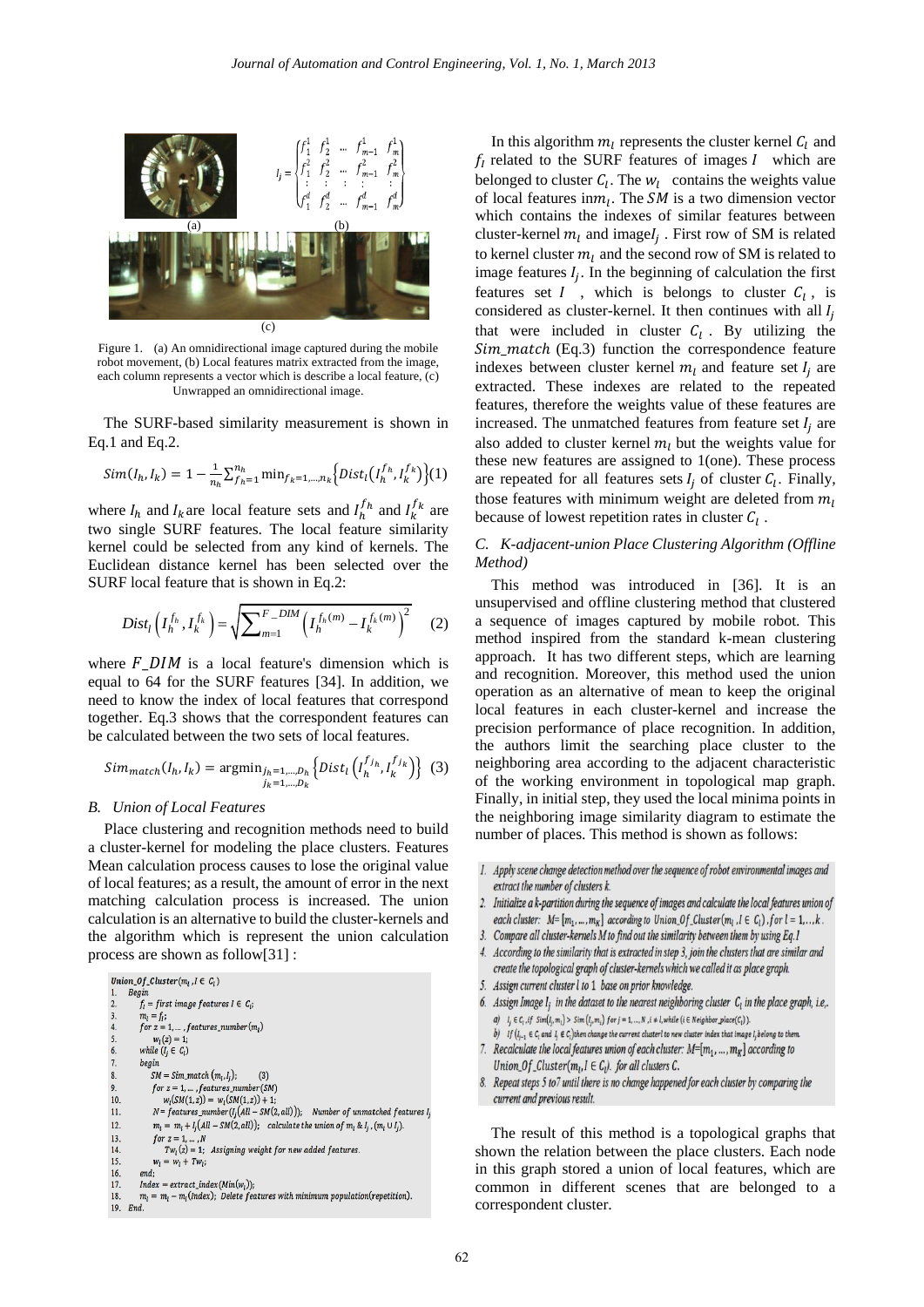$$I_j = \begin{Bmatrix} f_1^1 & f_2^1 & \cdots & f_{m-1}^1 & f_m^1 \\ f_1^2 & f_2^2 & \cdots & f_{m-1}^2 & f_m^2 \\ \vdots & \vdots & \vdots & \vdots & \vdots \\ f_1^d & f_2^d & \cdots & f_{m-1}^d & f_m^d \end{Bmatrix}$$

(a) (b) (c)

Figure 1. (a) An omnidirectional image captured during the mobile robot movement, (b) Local features matrix extracted from the image, each column represents a vector which is describe a local feature, (c) Unwrapped an omnidirectional image.

The SURF-based similarity measurement is shown in Eq.1 and Eq.2.

$$Sim(I_h, I_k) = 1 - \frac{1}{n_h}\sum_{f_h=1}^{n_h} \min_{f_k=1,\ldots,n_k}\left\{Dist_l\left(I_h^{f_h}, I_k^{f_k}\right)\right\} \quad (1)$$

where $I_h$ and $I_k$ are local feature sets and $I_h^{f_h}$ and $I_k^{f_k}$ are two single SURF features. The local feature similarity kernel could be selected from any kind of kernels. The Euclidean distance kernel has been selected over the SURF local feature that is shown in Eq.2:

$$Dist_l\left(I_h^{f_h}, I_k^{f_k}\right) = \sqrt{\sum_{m=1}^{F\_DIM}\left(I_h^{f_h(m)} - I_k^{f_k(m)}\right)^2} \quad (2)$$

where $F\_DIM$ is a local feature's dimension which is equal to 64 for the SURF features [34]. In addition, we need to know the index of local features that correspond together. Eq.3 shows that the correspondent features can be calculated between the two sets of local features.

$$Sim_{match}(I_h, I_k) = \operatorname{argmin}_{\substack{j_h=1,\ldots,D_h \\ j_k=1,\ldots,D_k}}\left\{Dist_l\left(I_h^{f_{j_h}}, I_k^{f_{j_k}}\right)\right\} \quad (3)$$

### B. Union of Local Features

Place clustering and recognition methods need to build a cluster-kernel for modeling the place clusters. Features Mean calculation process causes to lose the original value of local features; as a result, the amount of error in the next matching calculation process is increased. The union calculation is an alternative to build the cluster-kernels and the algorithm which is represent the union calculation process are shown as follow[31] :

```
Union_Of_Cluster(m_l, I ∈ C_l)
1.  Begin
2.    f_I = first image features I ∈ C_l;
3.    m_l = f_I;
4.    for z = 1, ... , features_number(m_l)
5.      w_l(z) = 1;
6.    while (I_j ∈ C_l)
7.    begin
8.      SM = Sim_match(m_l, I_j);        (3)
9.      for z = 1, ... , features_number(SM)
10.       w_l(SM(1,z)) = w_l(SM(1,z)) + 1;
11.     N = features_number(I_j(All − SM(2, all)));   Number of unmatched features I_j
12.     m_l = m_l + I_j(All − SM(2, all));   calculate the union of m_l & I_j, (m_l ∪ I_j).
13.     for z = 1, ... , N
14.       Tw_l(z) = 1;  Assigning weight for new added features.
15.     w_l = w_l + Tw_l;
16.   end;
17.   Index = extract_index(Min(w_l));
18.   m_l = m_l − m_l(index);  Delete features with minimum population(repetition).
19. End.
```

In this algorithm $m_l$ represents the cluster kernel $C_l$ and $f_I$ related to the SURF features of images $I$ which are belonged to cluster $C_l$. The $w_l$ contains the weights value of local features in $m_l$. The $SM$ is a two dimension vector which contains the indexes of similar features between cluster-kernel $m_l$ and image $I_j$. First row of SM is related to kernel cluster $m_l$ and the second row of SM is related to image features $I_j$. In the beginning of calculation the first features set $I$, which is belongs to cluster $C_l$, is considered as cluster-kernel. It then continues with all $I_j$ that were included in cluster $C_l$. By utilizing the $Sim\_match$ (Eq.3) function the correspondence feature indexes between cluster kernel $m_l$ and feature set $I_j$ are extracted. These indexes are related to the repeated features, therefore the weights value of these features are increased. The unmatched features from feature set $I_j$ are also added to cluster kernel $m_l$ but the weights value for these new features are assigned to 1(one). These process are repeated for all features sets $I_j$ of cluster $C_l$. Finally, those features with minimum weight are deleted from $m_l$ because of lowest repetition rates in cluster $C_l$.

### C. K-adjacent-union Place Clustering Algorithm (Offline Method)

This method was introduced in [36]. It is an unsupervised and offline clustering method that clustered a sequence of images captured by mobile robot. This method inspired from the standard k-mean clustering approach. It has two different steps, which are learning and recognition. Moreover, this method used the union operation as an alternative of mean to keep the original local features in each cluster-kernel and increase the precision performance of place recognition. In addition, the authors limit the searching place cluster to the neighboring area according to the adjacent characteristic of the working environment in topological map graph. Finally, in initial step, they used the local minima points in the neighboring image similarity diagram to estimate the number of places. This method is shown as follows:

1. *Apply scene change detection method over the sequence of robot environmental images and extract the number of clusters k.*
2. *Initialize a k-partition during the sequence of images and calculate the local features union of each cluster: $M=[m_1, \ldots, m_K]$ according to $Union\_Of\_Cluster(m_l, I \in C_l)$, for $l = 1, \ldots, k$.*
3. *Compare all cluster-kernels M to find out the similarity between them by using Eq.1*
4. *According to the similarity that is extracted in step 3, join the clusters that are similar and create the topological graph of cluster-kernels which we called it as place graph.*
5. *Assign current cluster l to 1 base on prior knowledge.*
6. *Assign Image $I_j$ in the dataset to the nearest neighboring cluster $C_l$ in the place graph, i.e,.*
   a) *$I_j \in C_l$, if $Sim(I_j, m_l) > Sim(I_j, m_i)$ for $j = 1, \ldots, N$, $i \neq l$, while $(i \in Neighbor\_place(C_l))$.*
   b) *If $(I_{j-1} \in C_l$ and $I_j \notin C_l)$ then change the current cluster l to new cluster index that image $I_j$ belong to them.*
7. *Recalculate the local features union of each cluster: $M=[m_1, \ldots, m_K]$ according to $Union\_Of\_Cluster(m_l, I \in C_l)$. for all clusters C.*
8. *Repeat steps 5 to 7 until there is no change happened for each cluster by comparing the current and previous result.*

The result of this method is a topological graphs that shown the relation between the place clusters. Each node in this graph stored a union of local features, which are common in different scenes that are belonged to a correspondent cluster.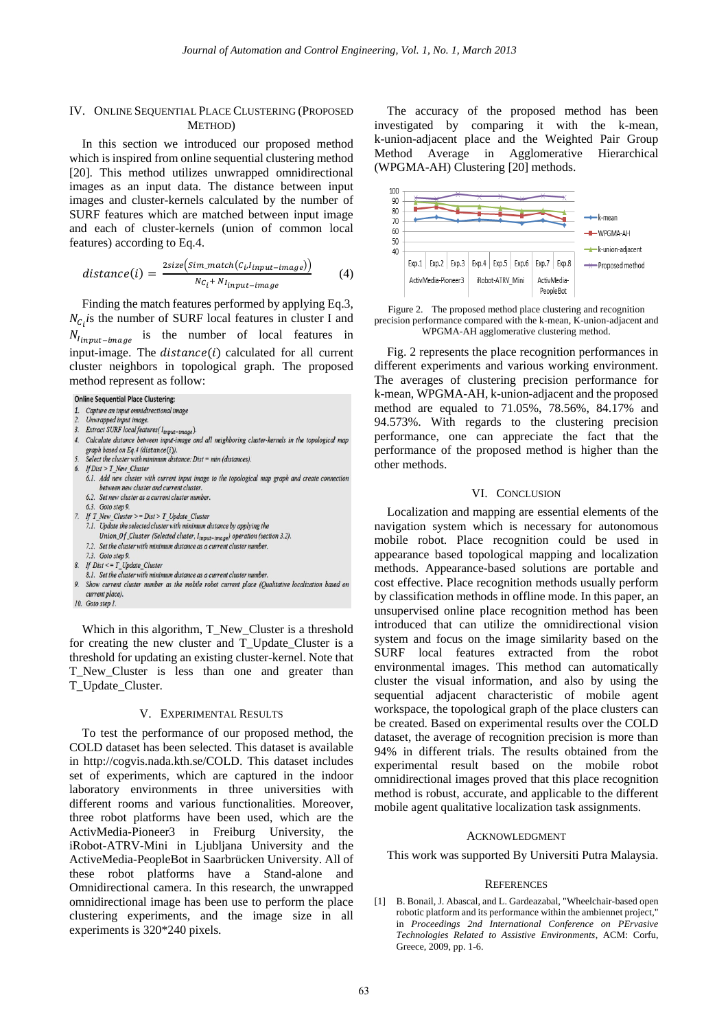## IV. Online Sequential Place Clustering (Proposed Method)

In this section we introduced our proposed method which is inspired from online sequential clustering method [20]. This method utilizes unwrapped omnidirectional images as an input data. The distance between input images and cluster-kernels calculated by the number of SURF features which are matched between input image and each of cluster-kernels (union of common local features) according to Eq.4.

$$distance(i) = \frac{2size\left(sim\_match(c_i, I_{input-image})\right)}{N_{C_i} + N_{I_{input-image}}} \qquad (4)$$

Finding the match features performed by applying Eq.3, $N_{C_i}$ is the number of SURF local features in cluster I and $N_{I_{input-image}}$ is the number of local features in input-image. The $distance(i)$ calculated for all current cluster neighbors in topological graph. The proposed method represent as follow:

**Online Sequential Place Clustering:**

1. *Capture an input omnidirectional image*
2. *Unwrapped input image.*
3. *Extract SURF local features($I_{input-image}$).*
4. *Calculate distance between input-image and all neighboring cluster-kernels in the topological map graph based on Eq.4 (distance(i)).*
5. *Select the cluster with minimum distance: Dist = min (distances).*
6. *If Dist > T_New_Cluster*
   - 6.1. *Add new cluster with current input image to the topological map graph and create connection between new cluster and current cluster.*
   - 6.2. *Set new cluster as a current cluster number.*
   - 6.3. *Goto step 9.*
7. *If T_New_Cluster >= Dist > T_Update_Cluster*
   - 7.1. *Update the selected cluster with minimum distance by applying the Union_Of_Cluster (Selected cluster, $I_{input-image}$) operation (section 3.2).*
   - 7.2. *Set the cluster with minimum distance as a current cluster number.*
   - 7.3. *Goto step 9.*
8. *If Dist <= T_Update_Cluster*
   - 8.1. *Set the cluster with minimum distance as a current cluster number.*
9. *Show current cluster number as the mobile robot current place (Qualitative localization based on current place).*
10. *Goto step 1.*

Which in this algorithm, T_New_Cluster is a threshold for creating the new cluster and T_Update_Cluster is a threshold for updating an existing cluster-kernel. Note that T_New_Cluster is less than one and greater than T_Update_Cluster.

## V. Experimental Results

To test the performance of our proposed method, the COLD dataset has been selected. This dataset is available in http://cogvis.nada.kth.se/COLD. This dataset includes set of experiments, which are captured in the indoor laboratory environments in three universities with different rooms and various functionalities. Moreover, three robot platforms have been used, which are the ActivMedia-Pioneer3 in Freiburg University, the iRobot-ATRV-Mini in Ljubljana University and the ActiveMedia-PeopleBot in Saarbrücken University. All of these robot platforms have a Stand-alone and Omnidirectional camera. In this research, the unwrapped omnidirectional image has been use to perform the place clustering experiments, and the image size in all experiments is 320*240 pixels.

The accuracy of the proposed method has been investigated by comparing it with the k-mean, k-union-adjacent place and the Weighted Pair Group Method Average in Agglomerative Hierarchical (WPGMA-AH) Clustering [20] methods.

Figure 2. The proposed method place clustering and recognition precision performance compared with the k-mean, K-union-adjacent and WPGMA-AH agglomerative clustering method.

Fig. 2 represents the place recognition performances in different experiments and various working environment. The averages of clustering precision performance for k-mean, WPGMA-AH, k-union-adjacent and the proposed method are equaled to 71.05%, 78.56%, 84.17% and 94.573%. With regards to the clustering precision performance, one can appreciate the fact that the performance of the proposed method is higher than the other methods.

## VI. Conclusion

Localization and mapping are essential elements of the navigation system which is necessary for autonomous mobile robot. Place recognition could be used in appearance based topological mapping and localization methods. Appearance-based solutions are portable and cost effective. Place recognition methods usually perform by classification methods in offline mode. In this paper, an unsupervised online place recognition method has been introduced that can utilize the omnidirectional vision system and focus on the image similarity based on the SURF local features extracted from the robot environmental images. This method can automatically cluster the visual information, and also by using the sequential adjacent characteristic of mobile agent workspace, the topological graph of the place clusters can be created. Based on experimental results over the COLD dataset, the average of recognition precision is more than 94% in different trials. The results obtained from the experimental result based on the mobile robot omnidirectional images proved that this place recognition method is robust, accurate, and applicable to the different mobile agent qualitative localization task assignments.

## Acknowledgment

This work was supported By Universiti Putra Malaysia.

## References

[1] B. Bonail, J. Abascal, and L. Gardeazabal, "Wheelchair-based open robotic platform and its performance within the ambiennet project," in *Proceedings 2nd International Conference on PErvasive Technologies Related to Assistive Environments*, ACM: Corfu, Greece, 2009, pp. 1-6.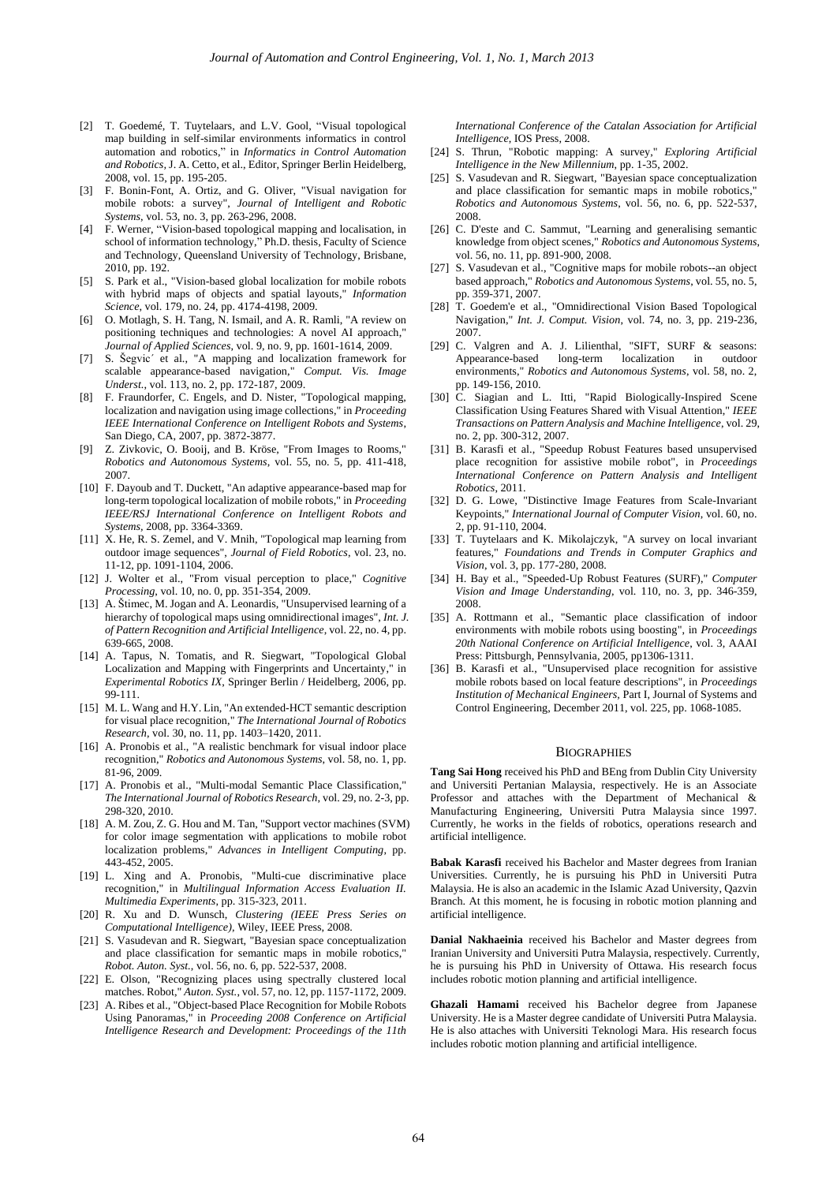[2] T. Goedemé, T. Tuytelaars, and L.V. Gool, "Visual topological map building in self-similar environments informatics in control automation and robotics," in *Informatics in Control Automation and Robotics*, J. A. Cetto, et al., Editor, Springer Berlin Heidelberg, 2008, vol. 15, pp. 195-205.

[3] F. Bonin-Font, A. Ortiz, and G. Oliver, "Visual navigation for mobile robots: a survey", *Journal of Intelligent and Robotic Systems*, vol. 53, no. 3, pp. 263-296, 2008.

[4] F. Werner, "Vision-based topological mapping and localisation, in school of information technology," Ph.D. thesis, Faculty of Science and Technology, Queensland University of Technology, Brisbane, 2010, pp. 192.

[5] S. Park et al., "Vision-based global localization for mobile robots with hybrid maps of objects and spatial layouts," *Information Science*, vol. 179, no. 24, pp. 4174-4198, 2009.

[6] O. Motlagh, S. H. Tang, N. Ismail, and A. R. Ramli, "A review on positioning techniques and technologies: A novel AI approach," *Journal of Applied Sciences*, vol. 9, no. 9, pp. 1601-1614, 2009.

[7] S. Šegvic´ et al., "A mapping and localization framework for scalable appearance-based navigation," *Comput. Vis. Image Underst.*, vol. 113, no. 2, pp. 172-187, 2009.

[8] F. Fraundorfer, C. Engels, and D. Nister, "Topological mapping, localization and navigation using image collections," in *Proceeding IEEE International Conference on Intelligent Robots and Systems*, San Diego, CA, 2007, pp. 3872-3877.

[9] Z. Zivkovic, O. Booij, and B. Kröse, "From Images to Rooms," *Robotics and Autonomous Systems*, vol. 55, no. 5, pp. 411-418, 2007.

[10] F. Dayoub and T. Duckett, "An adaptive appearance-based map for long-term topological localization of mobile robots," in *Proceeding IEEE/RSJ International Conference on Intelligent Robots and Systems*, 2008, pp. 3364-3369.

[11] X. He, R. S. Zemel, and V. Mnih, "Topological map learning from outdoor image sequences", *Journal of Field Robotics*, vol. 23, no. 11-12, pp. 1091-1104, 2006.

[12] J. Wolter et al., "From visual perception to place," *Cognitive Processing*, vol. 10, no. 0, pp. 351-354, 2009.

[13] A. Štimec, M. Jogan and A. Leonardis, "Unsupervised learning of a hierarchy of topological maps using omnidirectional images", *Int. J. of Pattern Recognition and Artificial Intelligence*, vol. 22, no. 4, pp. 639-665, 2008.

[14] A. Tapus, N. Tomatis, and R. Siegwart, "Topological Global Localization and Mapping with Fingerprints and Uncertainty," in *Experimental Robotics IX*, Springer Berlin / Heidelberg, 2006, pp. 99-111.

[15] M. L. Wang and H.Y. Lin, "An extended-HCT semantic description for visual place recognition," *The International Journal of Robotics Research*, vol. 30, no. 11, pp. 1403–1420, 2011.

[16] A. Pronobis et al., "A realistic benchmark for visual indoor place recognition," *Robotics and Autonomous Systems*, vol. 58, no. 1, pp. 81-96, 2009.

[17] A. Pronobis et al., "Multi-modal Semantic Place Classification," *The International Journal of Robotics Research*, vol. 29, no. 2-3, pp. 298-320, 2010.

[18] A. M. Zou, Z. G. Hou and M. Tan, "Support vector machines (SVM) for color image segmentation with applications to mobile robot localization problems," *Advances in Intelligent Computing*, pp. 443-452, 2005.

[19] L. Xing and A. Pronobis, "Multi-cue discriminative place recognition," in *Multilingual Information Access Evaluation II. Multimedia Experiments*, pp. 315-323, 2011.

[20] R. Xu and D. Wunsch, *Clustering (IEEE Press Series on Computational Intelligence)*, Wiley, IEEE Press, 2008.

[21] S. Vasudevan and R. Siegwart, "Bayesian space conceptualization and place classification for semantic maps in mobile robotics," *Robot. Auton. Syst.*, vol. 56, no. 6, pp. 522-537, 2008.

[22] E. Olson, "Recognizing places using spectrally clustered local matches. Robot," *Auton. Syst.*, vol. 57, no. 12, pp. 1157-1172, 2009.

[23] A. Ribes et al., "Object-based Place Recognition for Mobile Robots Using Panoramas," in *Proceeding 2008 Conference on Artificial Intelligence Research and Development: Proceedings of the 11th International Conference of the Catalan Association for Artificial Intelligence*, IOS Press, 2008.

[24] S. Thrun, "Robotic mapping: A survey," *Exploring Artificial Intelligence in the New Millennium*, pp. 1-35, 2002.

[25] S. Vasudevan and R. Siegwart, "Bayesian space conceptualization and place classification for semantic maps in mobile robotics," *Robotics and Autonomous Systems*, vol. 56, no. 6, pp. 522-537, 2008.

[26] C. D'este and C. Sammut, "Learning and generalising semantic knowledge from object scenes," *Robotics and Autonomous Systems*, vol. 56, no. 11, pp. 891-900, 2008.

[27] S. Vasudevan et al., "Cognitive maps for mobile robots--an object based approach," *Robotics and Autonomous Systems*, vol. 55, no. 5, pp. 359-371, 2007.

[28] T. Goedem'e et al., "Omnidirectional Vision Based Topological Navigation," *Int. J. Comput. Vision*, vol. 74, no. 3, pp. 219-236, 2007.

[29] C. Valgren and A. J. Lilienthal, "SIFT, SURF & seasons: Appearance-based long-term localization in outdoor environments," *Robotics and Autonomous Systems*, vol. 58, no. 2, pp. 149-156, 2010.

[30] C. Siagian and L. Itti, "Rapid Biologically-Inspired Scene Classification Using Features Shared with Visual Attention," *IEEE Transactions on Pattern Analysis and Machine Intelligence*, vol. 29, no. 2, pp. 300-312, 2007.

[31] B. Karasfi et al., "Speedup Robust Features based unsupervised place recognition for assistive mobile robot", in *Proceedings International Conference on Pattern Analysis and Intelligent Robotics*, 2011.

[32] D. G. Lowe, "Distinctive Image Features from Scale-Invariant Keypoints," *International Journal of Computer Vision*, vol. 60, no. 2, pp. 91-110, 2004.

[33] T. Tuytelaars and K. Mikolajczyk, "A survey on local invariant features," *Foundations and Trends in Computer Graphics and Vision*, vol. 3, pp. 177-280, 2008.

[34] H. Bay et al., "Speeded-Up Robust Features (SURF)," *Computer Vision and Image Understanding*, vol. 110, no. 3, pp. 346-359, 2008.

[35] A. Rottmann et al., "Semantic place classification of indoor environments with mobile robots using boosting", in *Proceedings 20th National Conference on Artificial Intelligence*, vol. 3, AAAI Press: Pittsburgh, Pennsylvania, 2005, pp1306-1311.

[36] B. Karasfi et al., "Unsupervised place recognition for assistive mobile robots based on local feature descriptions", in *Proceedings Institution of Mechanical Engineers*, Part I, Journal of Systems and Control Engineering, December 2011, vol. 225, pp. 1068-1085.

## BIOGRAPHIES

**Tang Sai Hong** received his PhD and BEng from Dublin City University and Universiti Pertanian Malaysia, respectively. He is an Associate Professor and attaches with the Department of Mechanical & Manufacturing Engineering, Universiti Putra Malaysia since 1997. Currently, he works in the fields of robotics, operations research and artificial intelligence.

**Babak Karasfi** received his Bachelor and Master degrees from Iranian Universities. Currently, he is pursuing his PhD in Universiti Putra Malaysia. He is also an academic in the Islamic Azad University, Qazvin Branch. At this moment, he is focusing in robotic motion planning and artificial intelligence.

**Danial Nakhaeinia** received his Bachelor and Master degrees from Iranian University and Universiti Putra Malaysia, respectively. Currently, he is pursuing his PhD in University of Ottawa. His research focus includes robotic motion planning and artificial intelligence.

**Ghazali Hamami** received his Bachelor degree from Japanese University. He is a Master degree candidate of Universiti Putra Malaysia. He is also attaches with Universiti Teknologi Mara. His research focus includes robotic motion planning and artificial intelligence.